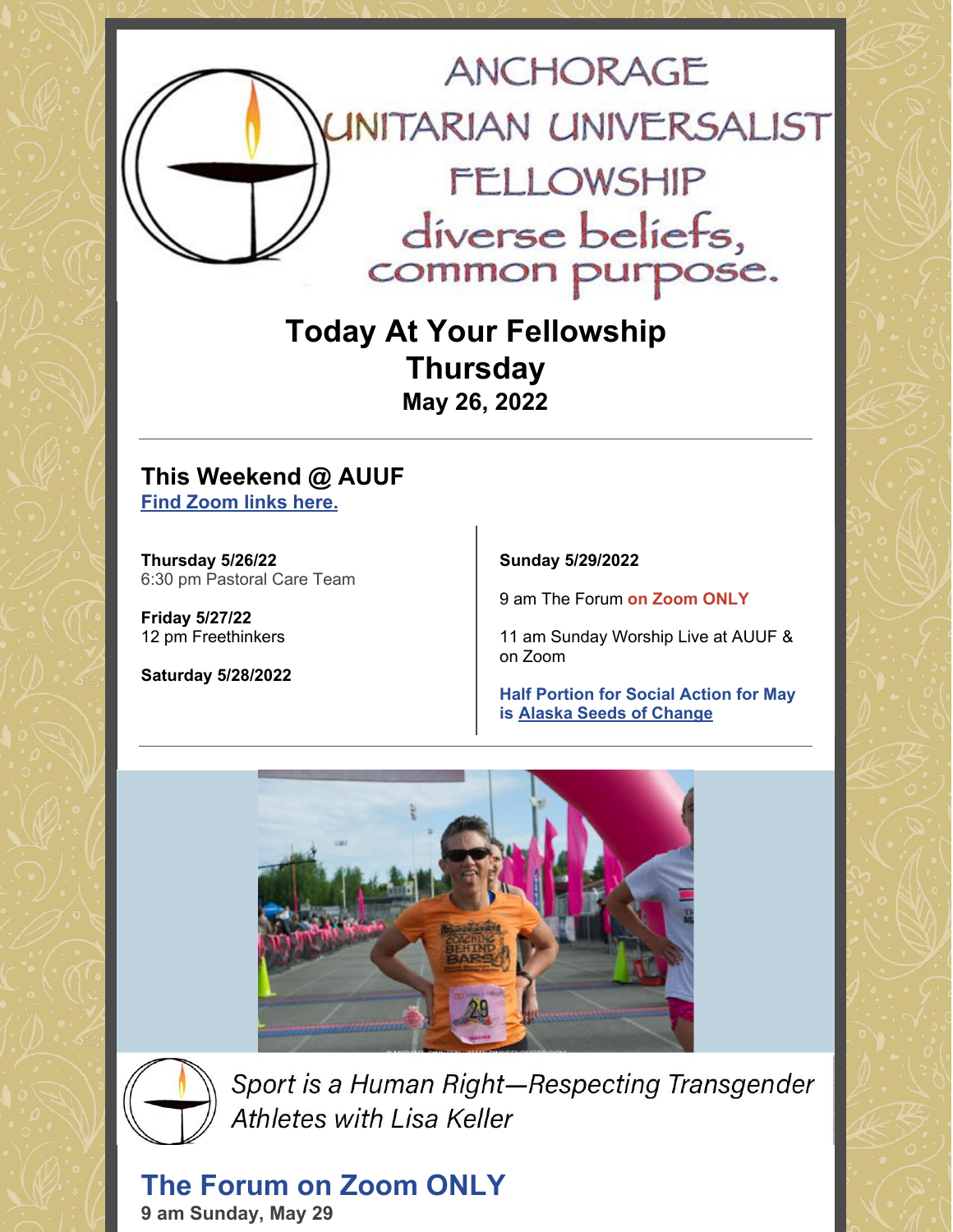# ANCHORAGE UNITARIAN UNIVERSALIST FELLOWSHIP

diverse beliefs, common purpose.

## Today At Your Fellowship
## Thursday
### May 26, 2022

---

### This Weekend @ AUUF
**Find Zoom links here.**

**Thursday 5/26/22**
6:30 pm Pastoral Care Team

**Friday 5/27/22**
12 pm Freethinkers

**Saturday 5/28/2022**

**Sunday 5/29/2022**

9 am The Forum **on Zoom ONLY**

11 am Sunday Worship Live at AUUF & on Zoom

**Half Portion for Social Action for May is Alaska Seeds of Change**

---

*Sport is a Human Right—Respecting Transgender Athletes with Lisa Keller*

## The Forum on Zoom ONLY
**9 am Sunday, May 29**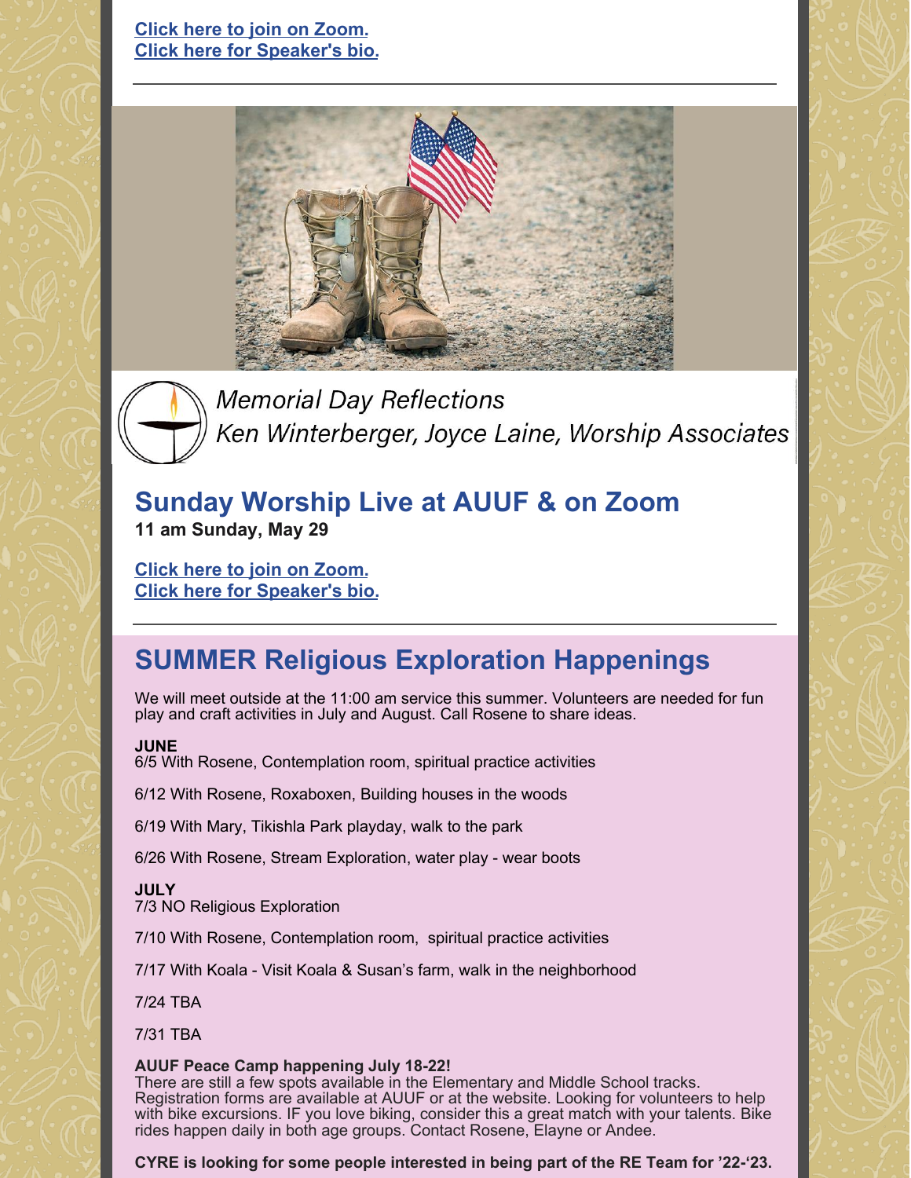[Click here to join on Zoom.](#)
[Click here for Speaker's bio.](#)

---

*Memorial Day Reflections*
*Ken Winterberger, Joyce Laine, Worship Associates*

## Sunday Worship Live at AUUF & on Zoom

**11 am Sunday, May 29**

[Click here to join on Zoom.](#)
[Click here for Speaker's bio.](#)

---

## SUMMER Religious Exploration Happenings

We will meet outside at the 11:00 am service this summer. Volunteers are needed for fun play and craft activities in July and August. Call Rosene to share ideas.

**JUNE**
6/5 With Rosene, Contemplation room, spiritual practice activities

6/12 With Rosene, Roxaboxen, Building houses in the woods

6/19 With Mary, Tikishla Park playday, walk to the park

6/26 With Rosene, Stream Exploration, water play - wear boots

**JULY**
7/3 NO Religious Exploration

7/10 With Rosene, Contemplation room, spiritual practice activities

7/17 With Koala - Visit Koala & Susan's farm, walk in the neighborhood

7/24 TBA

7/31 TBA

**AUUF Peace Camp happening July 18-22!**
There are still a few spots available in the Elementary and Middle School tracks. Registration forms are available at AUUF or at the website. Looking for volunteers to help with bike excursions. IF you love biking, consider this a great match with your talents. Bike rides happen daily in both age groups. Contact Rosene, Elayne or Andee.

**CYRE is looking for some people interested in being part of the RE Team for '22-'23.**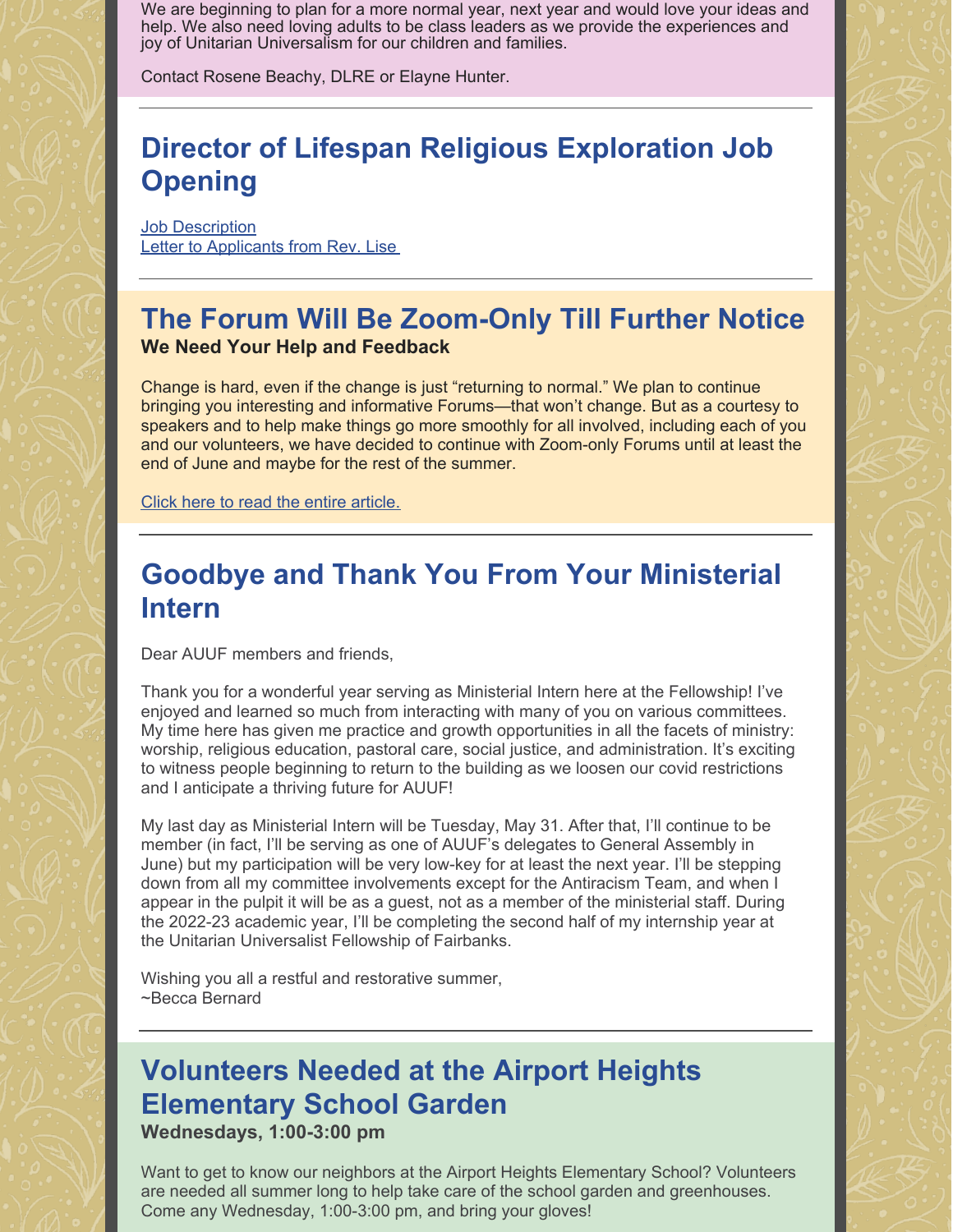We are beginning to plan for a more normal year, next year and would love your ideas and help. We also need loving adults to be class leaders as we provide the experiences and joy of Unitarian Universalism for our children and families.

Contact Rosene Beachy, DLRE or Elayne Hunter.

---

## Director of Lifespan Religious Exploration Job Opening

Job Description
Letter to Applicants from Rev. Lise

---

## The Forum Will Be Zoom-Only Till Further Notice

**We Need Your Help and Feedback**

Change is hard, even if the change is just "returning to normal." We plan to continue bringing you interesting and informative Forums—that won't change. But as a courtesy to speakers and to help make things go more smoothly for all involved, including each of you and our volunteers, we have decided to continue with Zoom-only Forums until at least the end of June and maybe for the rest of the summer.

Click here to read the entire article.

---

## Goodbye and Thank You From Your Ministerial Intern

Dear AUUF members and friends,

Thank you for a wonderful year serving as Ministerial Intern here at the Fellowship! I've enjoyed and learned so much from interacting with many of you on various committees. My time here has given me practice and growth opportunities in all the facets of ministry: worship, religious education, pastoral care, social justice, and administration. It's exciting to witness people beginning to return to the building as we loosen our covid restrictions and I anticipate a thriving future for AUUF!

My last day as Ministerial Intern will be Tuesday, May 31. After that, I'll continue to be member (in fact, I'll be serving as one of AUUF's delegates to General Assembly in June) but my participation will be very low-key for at least the next year. I'll be stepping down from all my committee involvements except for the Antiracism Team, and when I appear in the pulpit it will be as a guest, not as a member of the ministerial staff. During the 2022-23 academic year, I'll be completing the second half of my internship year at the Unitarian Universalist Fellowship of Fairbanks.

Wishing you all a restful and restorative summer,
~Becca Bernard

---

## Volunteers Needed at the Airport Heights Elementary School Garden

**Wednesdays, 1:00-3:00 pm**

Want to get to know our neighbors at the Airport Heights Elementary School? Volunteers are needed all summer long to help take care of the school garden and greenhouses. Come any Wednesday, 1:00-3:00 pm, and bring your gloves!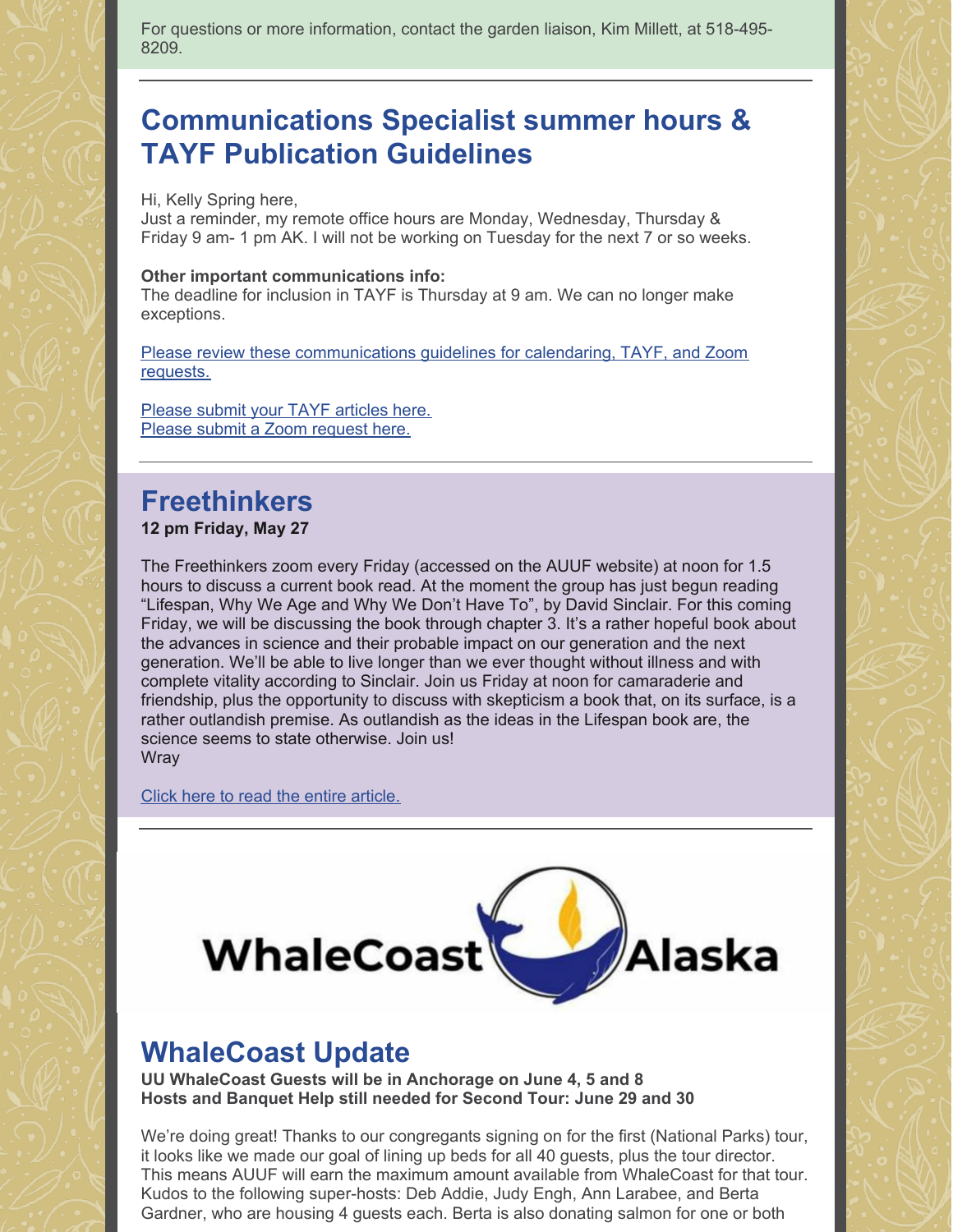For questions or more information, contact the garden liaison, Kim Millett, at 518-495-8209.

## Communications Specialist summer hours & TAYF Publication Guidelines

Hi, Kelly Spring here,
Just a reminder, my remote office hours are Monday, Wednesday, Thursday & Friday 9 am- 1 pm AK. I will not be working on Tuesday for the next 7 or so weeks.

**Other important communications info:**
The deadline for inclusion in TAYF is Thursday at 9 am. We can no longer make exceptions.

Please review these communications guidelines for calendaring, TAYF, and Zoom requests.

Please submit your TAYF articles here.
Please submit a Zoom request here.

## Freethinkers

**12 pm Friday, May 27**

The Freethinkers zoom every Friday (accessed on the AUUF website) at noon for 1.5 hours to discuss a current book read. At the moment the group has just begun reading "Lifespan, Why We Age and Why We Don't Have To", by David Sinclair. For this coming Friday, we will be discussing the book through chapter 3. It's a rather hopeful book about the advances in science and their probable impact on our generation and the next generation. We'll be able to live longer than we ever thought without illness and with complete vitality according to Sinclair. Join us Friday at noon for camaraderie and friendship, plus the opportunity to discuss with skepticism a book that, on its surface, is a rather outlandish premise. As outlandish as the ideas in the Lifespan book are, the science seems to state otherwise. Join us!
Wray

Click here to read the entire article.

WhaleCoast Alaska

## WhaleCoast Update

**UU WhaleCoast Guests will be in Anchorage on June 4, 5 and 8**
**Hosts and Banquet Help still needed for Second Tour: June 29 and 30**

We're doing great! Thanks to our congregants signing on for the first (National Parks) tour, it looks like we made our goal of lining up beds for all 40 guests, plus the tour director. This means AUUF will earn the maximum amount available from WhaleCoast for that tour. Kudos to the following super-hosts: Deb Addie, Judy Engh, Ann Larabee, and Berta Gardner, who are housing 4 guests each. Berta is also donating salmon for one or both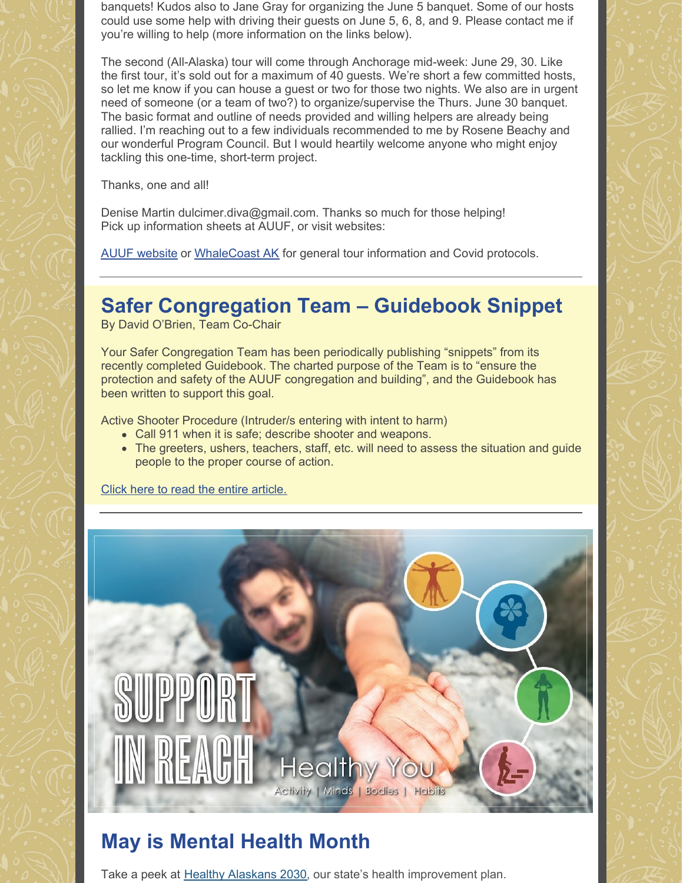banquets! Kudos also to Jane Gray for organizing the June 5 banquet. Some of our hosts could use some help with driving their guests on June 5, 6, 8, and 9. Please contact me if you're willing to help (more information on the links below).

The second (All-Alaska) tour will come through Anchorage mid-week: June 29, 30. Like the first tour, it's sold out for a maximum of 40 guests. We're short a few committed hosts, so let me know if you can house a guest or two for those two nights. We also are in urgent need of someone (or a team of two?) to organize/supervise the Thurs. June 30 banquet. The basic format and outline of needs provided and willing helpers are already being rallied. I'm reaching out to a few individuals recommended to me by Rosene Beachy and our wonderful Program Council. But I would heartily welcome anyone who might enjoy tackling this one-time, short-term project.

Thanks, one and all!

Denise Martin dulcimer.diva@gmail.com. Thanks so much for those helping!
Pick up information sheets at AUUF, or visit websites:

AUUF website or WhaleCoast AK for general tour information and Covid protocols.

---

## Safer Congregation Team – Guidebook Snippet

By David O'Brien, Team Co-Chair

Your Safer Congregation Team has been periodically publishing "snippets" from its recently completed Guidebook. The charted purpose of the Team is to "ensure the protection and safety of the AUUF congregation and building", and the Guidebook has been written to support this goal.

Active Shooter Procedure (Intruder/s entering with intent to harm)

- Call 911 when it is safe; describe shooter and weapons.
- The greeters, ushers, teachers, staff, etc. will need to assess the situation and guide people to the proper course of action.

Click here to read the entire article.

---

SUPPORT IN REACH

Healthy You

Activity | Minds | Bodies | Habits

## May is Mental Health Month

Take a peek at Healthy Alaskans 2030, our state's health improvement plan.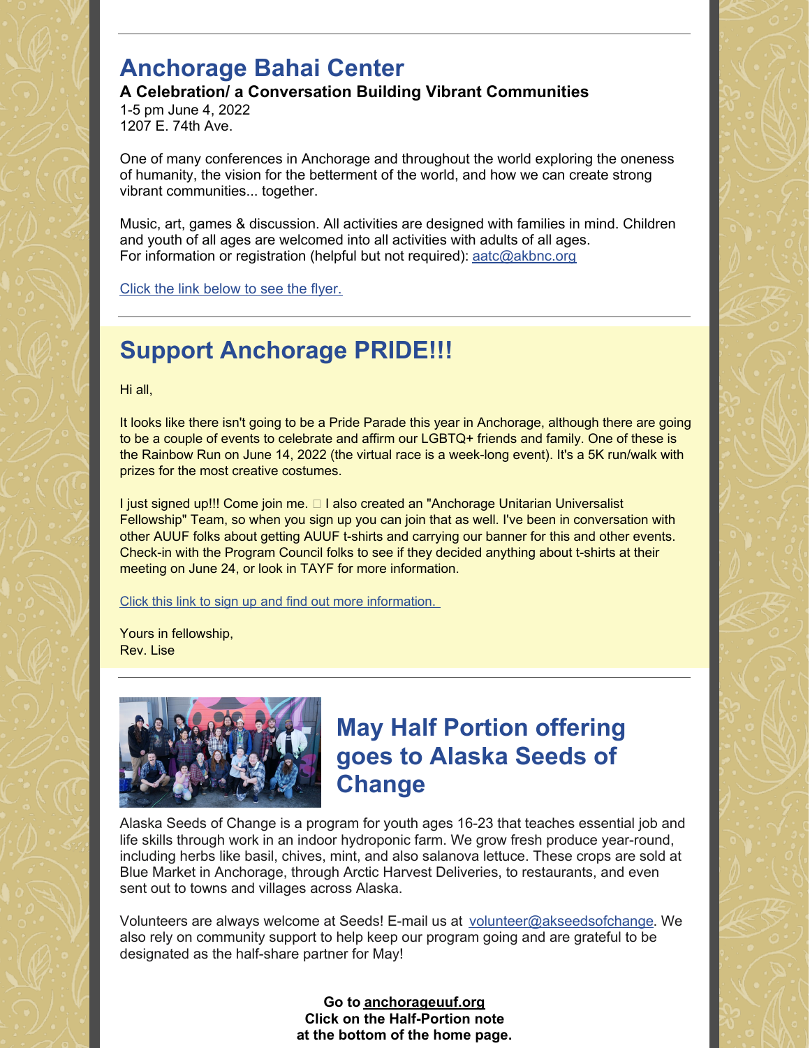---

## Anchorage Bahai Center

**A Celebration/ a Conversation Building Vibrant Communities**
1-5 pm June 4, 2022
1207 E. 74th Ave.

One of many conferences in Anchorage and throughout the world exploring the oneness of humanity, the vision for the betterment of the world, and how we can create strong vibrant communities... together.

Music, art, games & discussion. All activities are designed with families in mind. Children and youth of all ages are welcomed into all activities with adults of all ages.
For information or registration (helpful but not required): aatc@akbnc.org

Click the link below to see the flyer.

---

## Support Anchorage PRIDE!!!

Hi all,

It looks like there isn't going to be a Pride Parade this year in Anchorage, although there are going to be a couple of events to celebrate and affirm our LGBTQ+ friends and family. One of these is the Rainbow Run on June 14, 2022 (the virtual race is a week-long event). It's a 5K run/walk with prizes for the most creative costumes.

I just signed up!!! Come join me. □ I also created an "Anchorage Unitarian Universalist Fellowship" Team, so when you sign up you can join that as well. I've been in conversation with other AUUF folks about getting AUUF t-shirts and carrying our banner for this and other events. Check-in with the Program Council folks to see if they decided anything about t-shirts at their meeting on June 24, or look in TAYF for more information.

Click this link to sign up and find out more information.

Yours in fellowship,
Rev. Lise

---

## May Half Portion offering goes to Alaska Seeds of Change

Alaska Seeds of Change is a program for youth ages 16-23 that teaches essential job and life skills through work in an indoor hydroponic farm. We grow fresh produce year-round, including herbs like basil, chives, mint, and also salanova lettuce. These crops are sold at Blue Market in Anchorage, through Arctic Harvest Deliveries, to restaurants, and even sent out to towns and villages across Alaska.

Volunteers are always welcome at Seeds! E-mail us at volunteer@akseedsofchange. We also rely on community support to help keep our program going and are grateful to be designated as the half-share partner for May!

**Go to anchorageuuf.org**
**Click on the Half-Portion note**
**at the bottom of the home page.**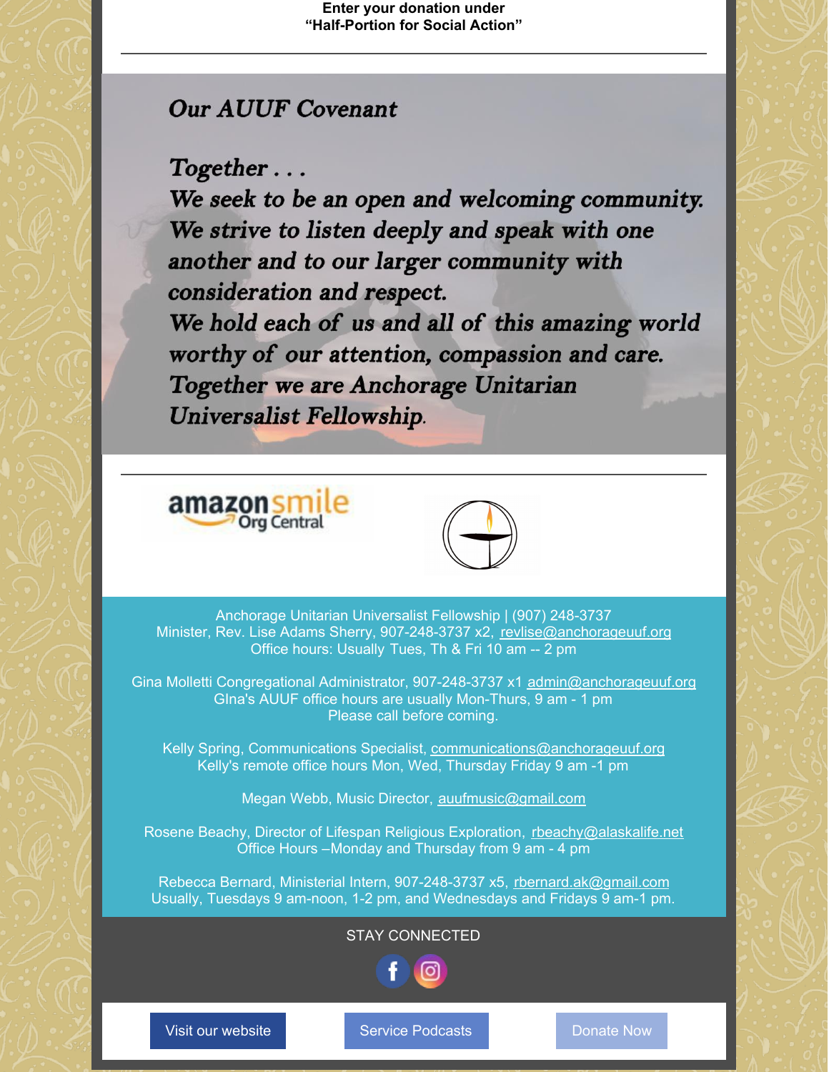**Enter your donation under**
**"Half-Portion for Social Action"**

---

*Our AUUF Covenant*

*Together . . .*
*We seek to be an open and welcoming community.*
*We strive to listen deeply and speak with one another and to our larger community with consideration and respect.*
*We hold each of us and all of this amazing world worthy of our attention, compassion and care.*
*Together we are Anchorage Unitarian Universalist Fellowship.*

---

amazonsmile Org Central

Anchorage Unitarian Universalist Fellowship | (907) 248-3737
Minister, Rev. Lise Adams Sherry, 907-248-3737 x2, revlise@anchorageuuf.org
Office hours: Usually Tues, Th & Fri 10 am -- 2 pm

Gina Molletti Congregational Administrator, 907-248-3737 x1 admin@anchorageuuf.org
GIna's AUUF office hours are usually Mon-Thurs, 9 am - 1 pm
Please call before coming.

Kelly Spring, Communications Specialist, communications@anchorageuuf.org
Kelly's remote office hours Mon, Wed, Thursday Friday 9 am -1 pm

Megan Webb, Music Director, auufmusic@gmail.com

Rosene Beachy, Director of Lifespan Religious Exploration, rbeachy@alaskalife.net
Office Hours –Monday and Thursday from 9 am - 4 pm

Rebecca Bernard, Ministerial Intern, 907-248-3737 x5, rbernard.ak@gmail.com
Usually, Tuesdays 9 am-noon, 1-2 pm, and Wednesdays and Fridays 9 am-1 pm.

STAY CONNECTED

Visit our website | Service Podcasts | Donate Now